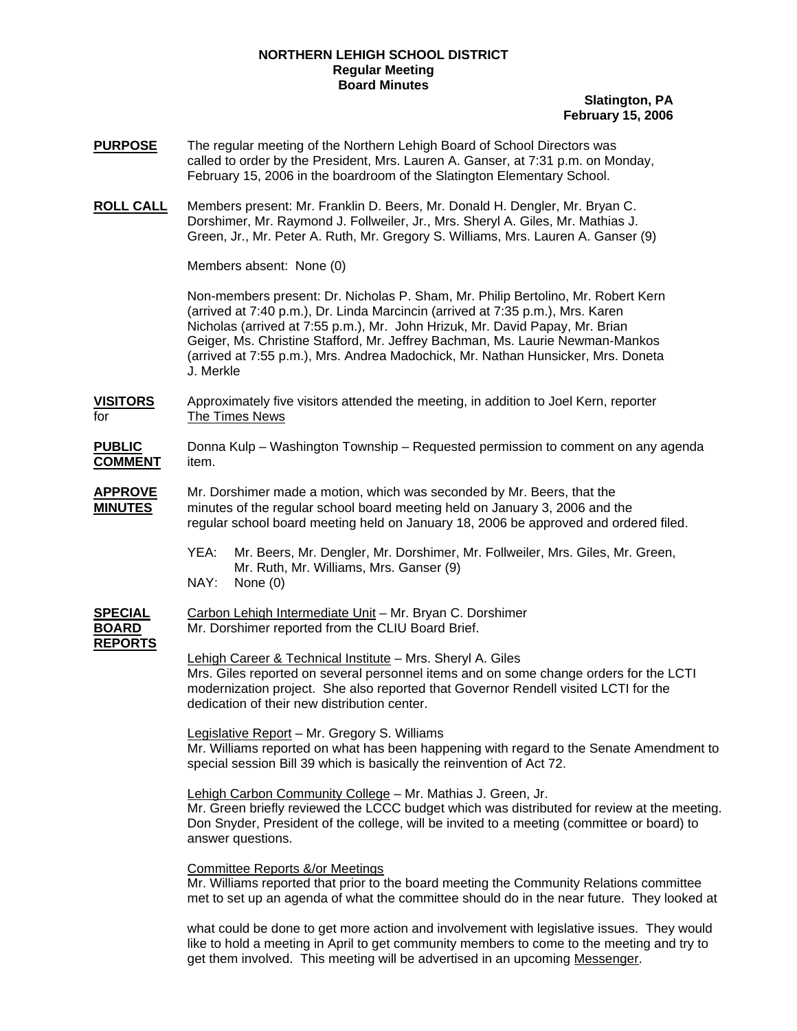**NORTHERN LEHIGH SCHOOL DISTRICT**
**Regular Meeting**
**Board Minutes**

**Slatington, PA**
**February 15, 2006**

**PURPOSE** — The regular meeting of the Northern Lehigh Board of School Directors was called to order by the President, Mrs. Lauren A. Ganser, at 7:31 p.m. on Monday, February 15, 2006 in the boardroom of the Slatington Elementary School.

**ROLL CALL** — Members present: Mr. Franklin D. Beers, Mr. Donald H. Dengler, Mr. Bryan C. Dorshimer, Mr. Raymond J. Follweiler, Jr., Mrs. Sheryl A. Giles, Mr. Mathias J. Green, Jr., Mr. Peter A. Ruth, Mr. Gregory S. Williams, Mrs. Lauren A. Ganser (9)

Members absent: None (0)

Non-members present: Dr. Nicholas P. Sham, Mr. Philip Bertolino, Mr. Robert Kern (arrived at 7:40 p.m.), Dr. Linda Marcincin (arrived at 7:35 p.m.), Mrs. Karen Nicholas (arrived at 7:55 p.m.), Mr. John Hrizuk, Mr. David Papay, Mr. Brian Geiger, Ms. Christine Stafford, Mr. Jeffrey Bachman, Ms. Laurie Newman-Mankos (arrived at 7:55 p.m.), Mrs. Andrea Madochick, Mr. Nathan Hunsicker, Mrs. Doneta J. Merkle

**VISITORS** for — Approximately five visitors attended the meeting, in addition to Joel Kern, reporter The Times News

**PUBLIC COMMENT** — Donna Kulp – Washington Township – Requested permission to comment on any agenda item.

**APPROVE MINUTES** — Mr. Dorshimer made a motion, which was seconded by Mr. Beers, that the minutes of the regular school board meeting held on January 3, 2006 and the regular school board meeting held on January 18, 2006 be approved and ordered filed.

YEA: Mr. Beers, Mr. Dengler, Mr. Dorshimer, Mr. Follweiler, Mrs. Giles, Mr. Green, Mr. Ruth, Mr. Williams, Mrs. Ganser (9)
NAY: None (0)

**SPECIAL BOARD REPORTS**

Carbon Lehigh Intermediate Unit – Mr. Bryan C. Dorshimer
Mr. Dorshimer reported from the CLIU Board Brief.

Lehigh Career & Technical Institute – Mrs. Sheryl A. Giles
Mrs. Giles reported on several personnel items and on some change orders for the LCTI modernization project. She also reported that Governor Rendell visited LCTI for the dedication of their new distribution center.

Legislative Report – Mr. Gregory S. Williams
Mr. Williams reported on what has been happening with regard to the Senate Amendment to special session Bill 39 which is basically the reinvention of Act 72.

Lehigh Carbon Community College – Mr. Mathias J. Green, Jr.
Mr. Green briefly reviewed the LCCC budget which was distributed for review at the meeting. Don Snyder, President of the college, will be invited to a meeting (committee or board) to answer questions.

Committee Reports &/or Meetings
Mr. Williams reported that prior to the board meeting the Community Relations committee met to set up an agenda of what the committee should do in the near future. They looked at what could be done to get more action and involvement with legislative issues. They would like to hold a meeting in April to get community members to come to the meeting and try to get them involved. This meeting will be advertised in an upcoming Messenger.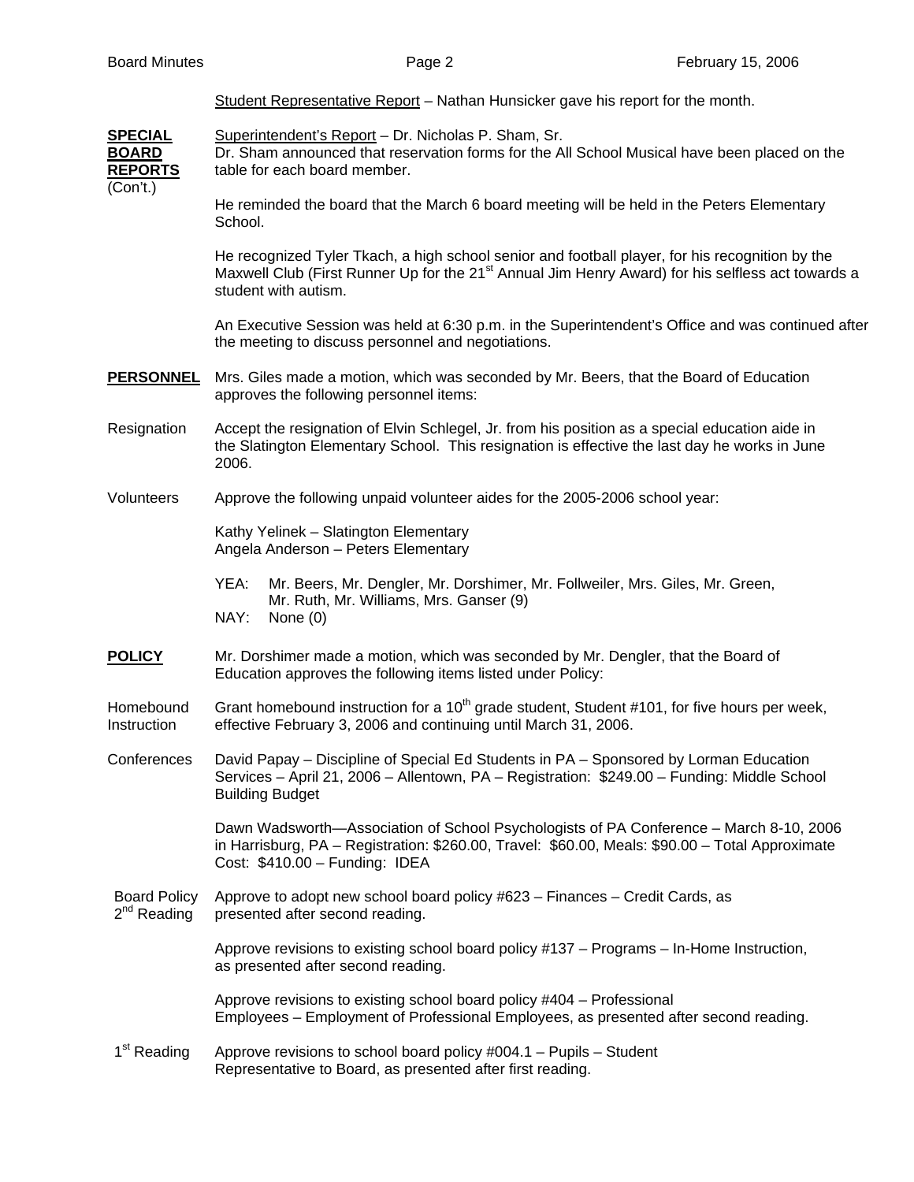Student Representative Report – Nathan Hunsicker gave his report for the month.

**SPECIAL BOARD REPORTS** (Con't.)

Superintendent's Report – Dr. Nicholas P. Sham, Sr.
Dr. Sham announced that reservation forms for the All School Musical have been placed on the table for each board member.

He reminded the board that the March 6 board meeting will be held in the Peters Elementary School.

He recognized Tyler Tkach, a high school senior and football player, for his recognition by the Maxwell Club (First Runner Up for the 21st Annual Jim Henry Award) for his selfless act towards a student with autism.

An Executive Session was held at 6:30 p.m. in the Superintendent's Office and was continued after the meeting to discuss personnel and negotiations.

**PERSONNEL**

Mrs. Giles made a motion, which was seconded by Mr. Beers, that the Board of Education approves the following personnel items:

Resignation

Accept the resignation of Elvin Schlegel, Jr. from his position as a special education aide in the Slatington Elementary School. This resignation is effective the last day he works in June 2006.

Volunteers

Approve the following unpaid volunteer aides for the 2005-2006 school year:

Kathy Yelinek – Slatington Elementary
Angela Anderson – Peters Elementary

YEA: Mr. Beers, Mr. Dengler, Mr. Dorshimer, Mr. Follweiler, Mrs. Giles, Mr. Green, Mr. Ruth, Mr. Williams, Mrs. Ganser (9)
NAY: None (0)

**POLICY**

Mr. Dorshimer made a motion, which was seconded by Mr. Dengler, that the Board of Education approves the following items listed under Policy:

Homebound Instruction

Grant homebound instruction for a 10th grade student, Student #101, for five hours per week, effective February 3, 2006 and continuing until March 31, 2006.

Conferences

David Papay – Discipline of Special Ed Students in PA – Sponsored by Lorman Education Services – April 21, 2006 – Allentown, PA – Registration: $249.00 – Funding: Middle School Building Budget

Dawn Wadsworth—Association of School Psychologists of PA Conference – March 8-10, 2006 in Harrisburg, PA – Registration: $260.00, Travel: $60.00, Meals: $90.00 – Total Approximate Cost: $410.00 – Funding: IDEA

Board Policy 2nd Reading

Approve to adopt new school board policy #623 – Finances – Credit Cards, as presented after second reading.

Approve revisions to existing school board policy #137 – Programs – In-Home Instruction, as presented after second reading.

Approve revisions to existing school board policy #404 – Professional Employees – Employment of Professional Employees, as presented after second reading.

1st Reading

Approve revisions to school board policy #004.1 – Pupils – Student Representative to Board, as presented after first reading.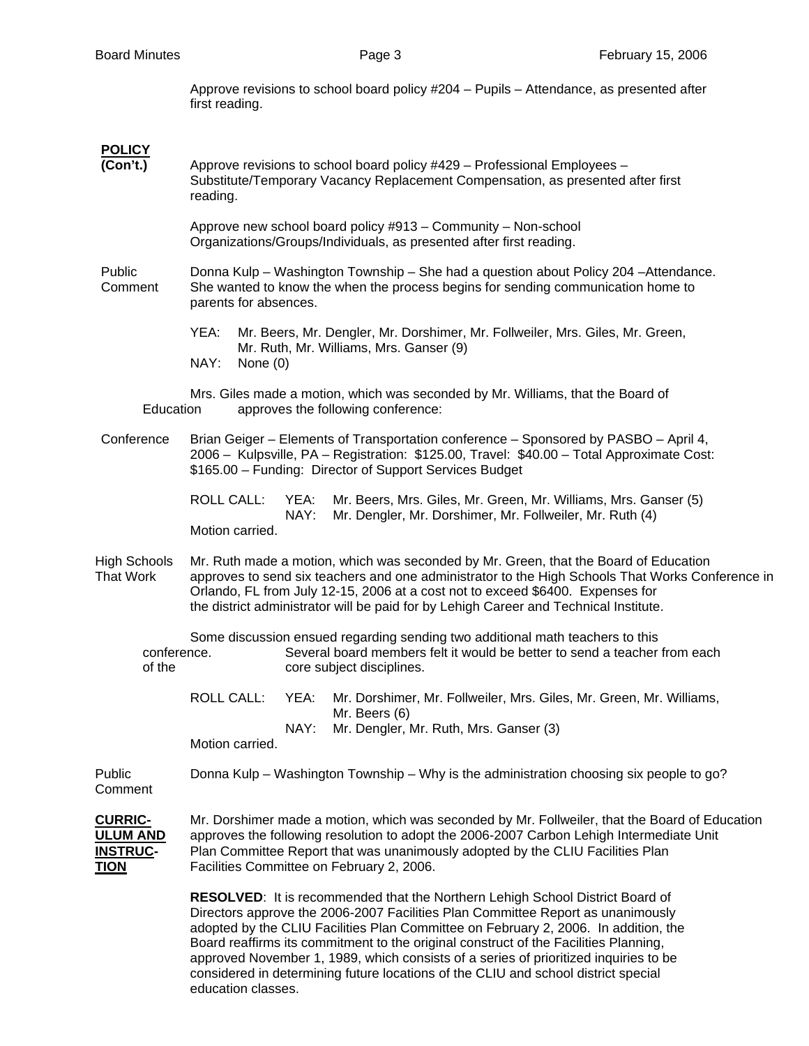Approve revisions to school board policy #204 – Pupils – Attendance, as presented after first reading.

**POLICY (Con't.)**

Approve revisions to school board policy #429 – Professional Employees – Substitute/Temporary Vacancy Replacement Compensation, as presented after first reading.

Approve new school board policy #913 – Community – Non-school Organizations/Groups/Individuals, as presented after first reading.

Public Comment

Donna Kulp – Washington Township – She had a question about Policy 204 –Attendance. She wanted to know the when the process begins for sending communication home to parents for absences.

YEA: Mr. Beers, Mr. Dengler, Mr. Dorshimer, Mr. Follweiler, Mrs. Giles, Mr. Green, Mr. Ruth, Mr. Williams, Mrs. Ganser (9)
NAY: None (0)

Mrs. Giles made a motion, which was seconded by Mr. Williams, that the Board of Education approves the following conference:

Conference

Brian Geiger – Elements of Transportation conference – Sponsored by PASBO – April 4, 2006 – Kulpsville, PA – Registration: $125.00, Travel: $40.00 – Total Approximate Cost: $165.00 – Funding: Director of Support Services Budget

ROLL CALL: YEA: Mr. Beers, Mrs. Giles, Mr. Green, Mr. Williams, Mrs. Ganser (5)
NAY: Mr. Dengler, Mr. Dorshimer, Mr. Follweiler, Mr. Ruth (4)
Motion carried.

High Schools That Work

Mr. Ruth made a motion, which was seconded by Mr. Green, that the Board of Education approves to send six teachers and one administrator to the High Schools That Works Conference in Orlando, FL from July 12-15, 2006 at a cost not to exceed $6400. Expenses for the district administrator will be paid for by Lehigh Career and Technical Institute.

Some discussion ensued regarding sending two additional math teachers to this conference. Several board members felt it would be better to send a teacher from each of the core subject disciplines.

ROLL CALL: YEA: Mr. Dorshimer, Mr. Follweiler, Mrs. Giles, Mr. Green, Mr. Williams, Mr. Beers (6)
NAY: Mr. Dengler, Mr. Ruth, Mrs. Ganser (3)
Motion carried.

Public Comment

Donna Kulp – Washington Township – Why is the administration choosing six people to go?

**CURRICULUM AND INSTRUCTION**

Mr. Dorshimer made a motion, which was seconded by Mr. Follweiler, that the Board of Education approves the following resolution to adopt the 2006-2007 Carbon Lehigh Intermediate Unit Plan Committee Report that was unanimously adopted by the CLIU Facilities Plan Facilities Committee on February 2, 2006.

**RESOLVED**: It is recommended that the Northern Lehigh School District Board of Directors approve the 2006-2007 Facilities Plan Committee Report as unanimously adopted by the CLIU Facilities Plan Committee on February 2, 2006. In addition, the Board reaffirms its commitment to the original construct of the Facilities Planning, approved November 1, 1989, which consists of a series of prioritized inquiries to be considered in determining future locations of the CLIU and school district special education classes.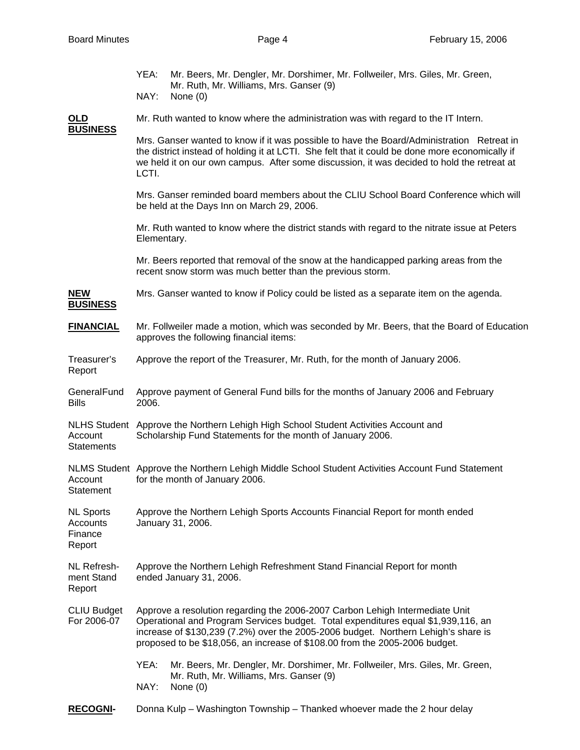YEA: Mr. Beers, Mr. Dengler, Mr. Dorshimer, Mr. Follweiler, Mrs. Giles, Mr. Green, Mr. Ruth, Mr. Williams, Mrs. Ganser (9)
NAY: None (0)

**OLD BUSINESS**

Mr. Ruth wanted to know where the administration was with regard to the IT Intern.

Mrs. Ganser wanted to know if it was possible to have the Board/Administration Retreat in the district instead of holding it at LCTI. She felt that it could be done more economically if we held it on our own campus. After some discussion, it was decided to hold the retreat at LCTI.

Mrs. Ganser reminded board members about the CLIU School Board Conference which will be held at the Days Inn on March 29, 2006.

Mr. Ruth wanted to know where the district stands with regard to the nitrate issue at Peters Elementary.

Mr. Beers reported that removal of the snow at the handicapped parking areas from the recent snow storm was much better than the previous storm.

**NEW BUSINESS**

Mrs. Ganser wanted to know if Policy could be listed as a separate item on the agenda.

**FINANCIAL**

Mr. Follweiler made a motion, which was seconded by Mr. Beers, that the Board of Education approves the following financial items:

Treasurer's Report — Approve the report of the Treasurer, Mr. Ruth, for the month of January 2006.

GeneralFund Bills — Approve payment of General Fund bills for the months of January 2006 and February 2006.

NLHS Student Account Statements — Approve the Northern Lehigh High School Student Activities Account and Scholarship Fund Statements for the month of January 2006.

NLMS Student Account Statement — Approve the Northern Lehigh Middle School Student Activities Account Fund Statement for the month of January 2006.

NL Sports Accounts Finance Report — Approve the Northern Lehigh Sports Accounts Financial Report for month ended January 31, 2006.

NL Refresh-ment Stand Report — Approve the Northern Lehigh Refreshment Stand Financial Report for month ended January 31, 2006.

CLIU Budget For 2006-07 — Approve a resolution regarding the 2006-2007 Carbon Lehigh Intermediate Unit Operational and Program Services budget. Total expenditures equal $1,939,116, an increase of $130,239 (7.2%) over the 2005-2006 budget. Northern Lehigh's share is proposed to be $18,056, an increase of $108.00 from the 2005-2006 budget.

YEA: Mr. Beers, Mr. Dengler, Mr. Dorshimer, Mr. Follweiler, Mrs. Giles, Mr. Green, Mr. Ruth, Mr. Williams, Mrs. Ganser (9)
NAY: None (0)

**RECOGNI-**

Donna Kulp – Washington Township – Thanked whoever made the 2 hour delay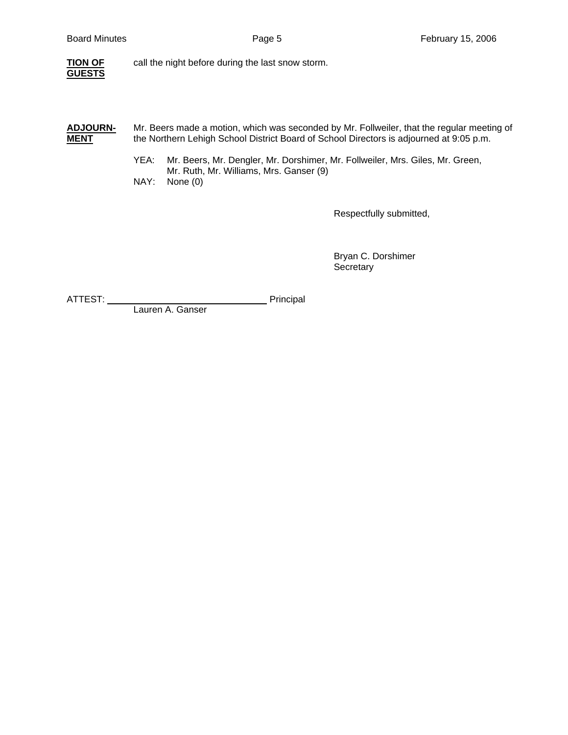**TION OF GUESTS**

call the night before during the last snow storm.

**ADJOURNMENT**

Mr. Beers made a motion, which was seconded by Mr. Follweiler, that the regular meeting of the Northern Lehigh School District Board of School Directors is adjourned at 9:05 p.m.

YEA: Mr. Beers, Mr. Dengler, Mr. Dorshimer, Mr. Follweiler, Mrs. Giles, Mr. Green, Mr. Ruth, Mr. Williams, Mrs. Ganser (9)
NAY: None (0)

Respectfully submitted,

Bryan C. Dorshimer
Secretary

ATTEST: ______________________________ Principal
Lauren A. Ganser